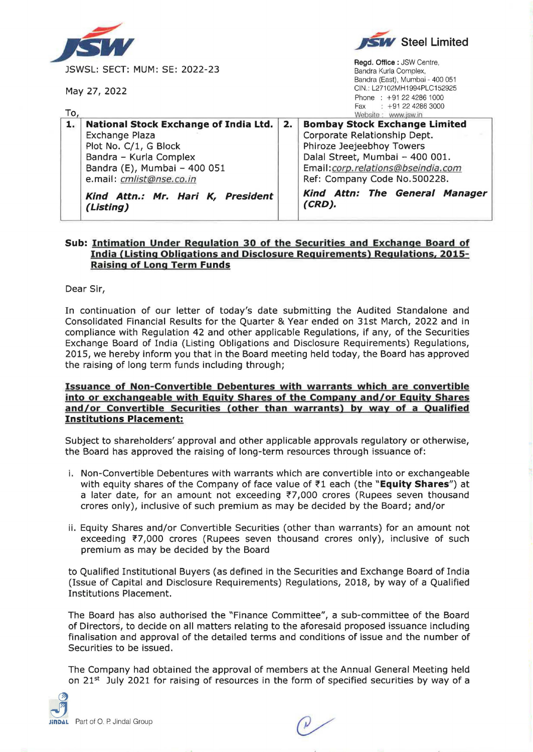JSWSL: SECT: MUM: SE: 2022-23

May 27, 2022

**JSW Steel Limited**

**Regd. Office :** JSW Centre, Bandra Kurla Complex, Bandra (East), Mumbai - 400 051
CIN.: L27102MH1994PLC152925
Phone : +91 22 4286 1000
Fax : +91 22 4286 3000
Website : www.jsw.in

To,

| 1. | **National Stock Exchange of India Ltd.** Exchange Plaza Plot No. C/1, G Block Bandra – Kurla Complex Bandra (E), Mumbai – 400 051 e.mail: *cmlist@nse.co.in* ***Kind Attn.: Mr. Hari K, President (Listing)*** | 2. | **Bombay Stock Exchange Limited** Corporate Relationship Dept. Phiroze Jeejeebhoy Towers Dalal Street, Mumbai – 400 001. Email:*corp.relations@bseindia.com* Ref: Company Code No.500228. ***Kind Attn: The General Manager (CRD).*** |
|---|---|---|---|

**Sub: Intimation Under Regulation 30 of the Securities and Exchange Board of India (Listing Obligations and Disclosure Requirements) Regulations, 2015- Raising of Long Term Funds**

Dear Sir,

In continuation of our letter of today's date submitting the Audited Standalone and Consolidated Financial Results for the Quarter & Year ended on 31st March, 2022 and in compliance with Regulation 42 and other applicable Regulations, if any, of the Securities Exchange Board of India (Listing Obligations and Disclosure Requirements) Regulations, 2015, we hereby inform you that in the Board meeting held today, the Board has approved the raising of long term funds including through;

**Issuance of Non-Convertible Debentures with warrants which are convertible into or exchangeable with Equity Shares of the Company and/or Equity Shares and/or Convertible Securities (other than warrants) by way of a Qualified Institutions Placement:**

Subject to shareholders' approval and other applicable approvals regulatory or otherwise, the Board has approved the raising of long-term resources through issuance of:

i. Non-Convertible Debentures with warrants which are convertible into or exchangeable with equity shares of the Company of face value of ₹1 each (the "**Equity Shares**") at a later date, for an amount not exceeding ₹7,000 crores (Rupees seven thousand crores only), inclusive of such premium as may be decided by the Board; and/or

ii. Equity Shares and/or Convertible Securities (other than warrants) for an amount not exceeding ₹7,000 crores (Rupees seven thousand crores only), inclusive of such premium as may be decided by the Board

to Qualified Institutional Buyers (as defined in the Securities and Exchange Board of India (Issue of Capital and Disclosure Requirements) Regulations, 2018, by way of a Qualified Institutions Placement.

The Board has also authorised the "Finance Committee", a sub-committee of the Board of Directors, to decide on all matters relating to the aforesaid proposed issuance including finalisation and approval of the detailed terms and conditions of issue and the number of Securities to be issued.

The Company had obtained the approval of members at the Annual General Meeting held on 21st July 2021 for raising of resources in the form of specified securities by way of a

Part of O. P. Jindal Group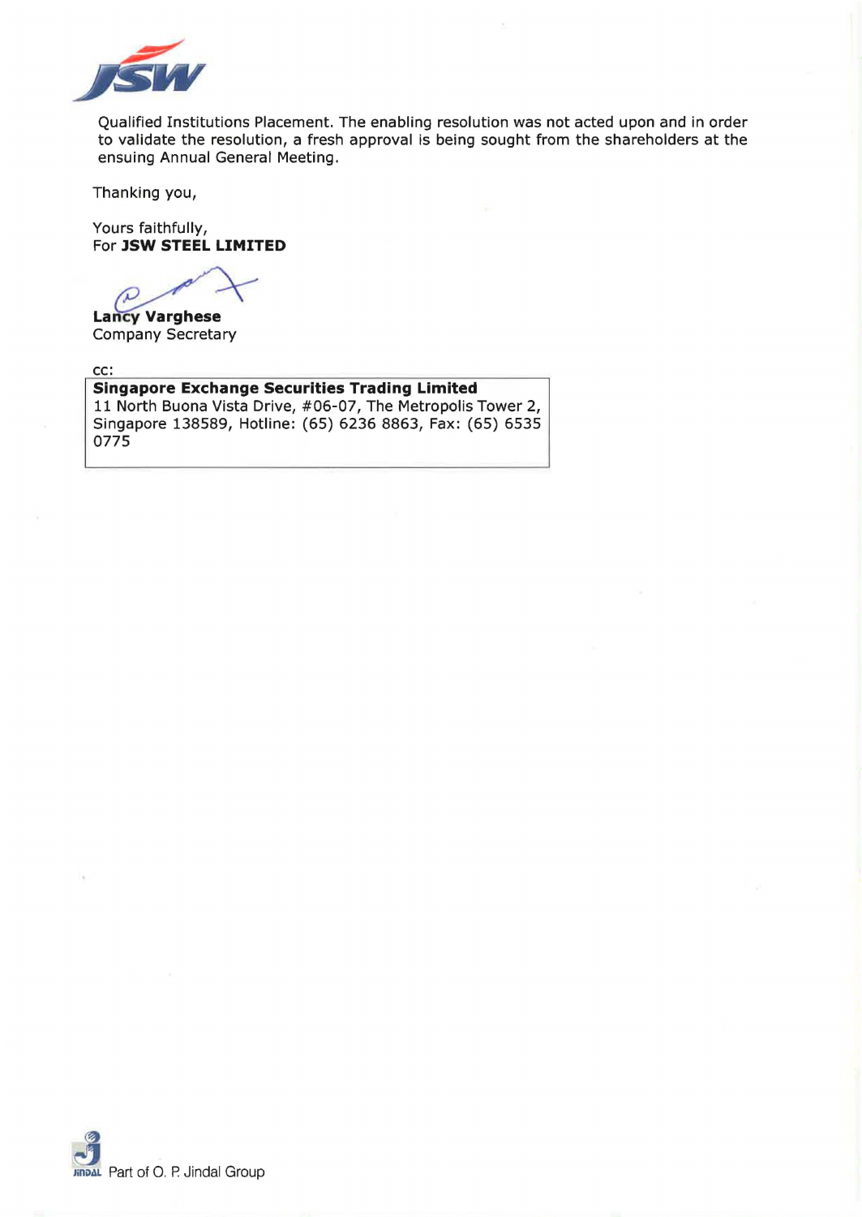Qualified Institutions Placement. The enabling resolution was not acted upon and in order to validate the resolution, a fresh approval is being sought from the shareholders at the ensuing Annual General Meeting.

Thanking you,

Yours faithfully,
For **JSW STEEL LIMITED**

**Lancy Varghese**
Company Secretary

cc:

**Singapore Exchange Securities Trading Limited**
11 North Buona Vista Drive, #06-07, The Metropolis Tower 2, Singapore 138589, Hotline: (65) 6236 8863, Fax: (65) 6535 0775